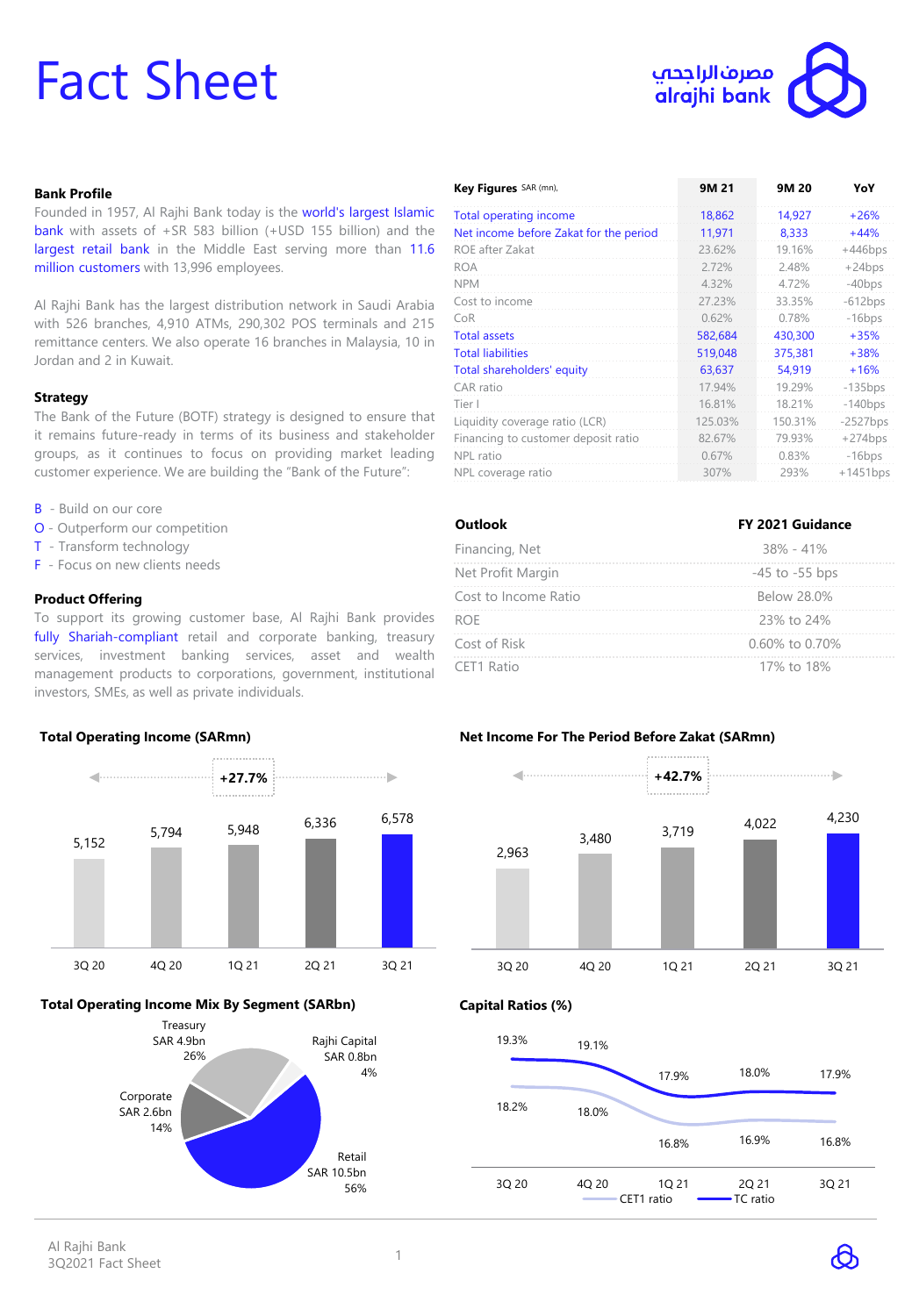# Fact Sheet

مصرف الراجحي
alrajhi bank

## Bank Profile

Founded in 1957, Al Rajhi Bank today is the world's largest Islamic bank with assets of +SR 583 billion (+USD 155 billion) and the largest retail bank in the Middle East serving more than 11.6 million customers with 13,996 employees.

Al Rajhi Bank has the largest distribution network in Saudi Arabia with 526 branches, 4,910 ATMs, 290,302 POS terminals and 215 remittance centers. We also operate 16 branches in Malaysia, 10 in Jordan and 2 in Kuwait.

## Strategy

The Bank of the Future (BOTF) strategy is designed to ensure that it remains future-ready in terms of its business and stakeholder groups, as it continues to focus on providing market leading customer experience. We are building the "Bank of the Future":

- B - Build on our core
- O - Outperform our competition
- T - Transform technology
- F - Focus on new clients needs

## Product Offering

To support its growing customer base, Al Rajhi Bank provides fully Shariah-compliant retail and corporate banking, treasury services, investment banking services, asset and wealth management products to corporations, government, institutional investors, SMEs, as well as private individuals.

| Key Figures SAR (mn), | 9M 21 | 9M 20 | YoY |
|---|---|---|---|
| Total operating income | 18,862 | 14,927 | +26% |
| Net income before Zakat for the period | 11,971 | 8,333 | +44% |
| ROE after Zakat | 23.62% | 19.16% | +446bps |
| ROA | 2.72% | 2.48% | +24bps |
| NPM | 4.32% | 4.72% | -40bps |
| Cost to income | 27.23% | 33.35% | -612bps |
| CoR | 0.62% | 0.78% | -16bps |
| Total assets | 582,684 | 430,300 | +35% |
| Total liabilities | 519,048 | 375,381 | +38% |
| Total shareholders' equity | 63,637 | 54,919 | +16% |
| CAR ratio | 17.94% | 19.29% | -135bps |
| Tier I | 16.81% | 18.21% | -140bps |
| Liquidity coverage ratio (LCR) | 125.03% | 150.31% | -2527bps |
| Financing to customer deposit ratio | 82.67% | 79.93% | +274bps |
| NPL ratio | 0.67% | 0.83% | -16bps |
| NPL coverage ratio | 307% | 293% | +1451bps |

| Outlook | FY 2021 Guidance |
|---|---|
| Financing, Net | 38% - 41% |
| Net Profit Margin | -45 to -55 bps |
| Cost to Income Ratio | Below 28.0% |
| ROE | 23% to 24% |
| Cost of Risk | 0.60% to 0.70% |
| CET1 Ratio | 17% to 18% |

## Total Operating Income (SARmn)

+27.7%

| 3Q 20 | 4Q 20 | 1Q 21 | 2Q 21 | 3Q 21 |
|---|---|---|---|---|
| 5,152 | 5,794 | 5,948 | 6,336 | 6,578 |

## Net Income For The Period Before Zakat (SARmn)

+42.7%

| 3Q 20 | 4Q 20 | 1Q 21 | 2Q 21 | 3Q 21 |
|---|---|---|---|---|
| 2,963 | 3,480 | 3,719 | 4,022 | 4,230 |

## Total Operating Income Mix By Segment (SARbn)

| Segment | SAR | % |
|---|---|---|
| Retail | SAR 10.5bn | 56% |
| Treasury | SAR 4.9bn | 26% |
| Corporate | SAR 2.6bn | 14% |
| Rajhi Capital | SAR 0.8bn | 4% |

## Capital Ratios (%)

| | 3Q 20 | 4Q 20 | 1Q 21 | 2Q 21 | 3Q 21 |
|---|---|---|---|---|---|
| CET1 ratio | 18.2% | 18.0% | 16.8% | 16.9% | 16.8% |
| TC ratio | 19.3% | 19.1% | 17.9% | 18.0% | 17.9% |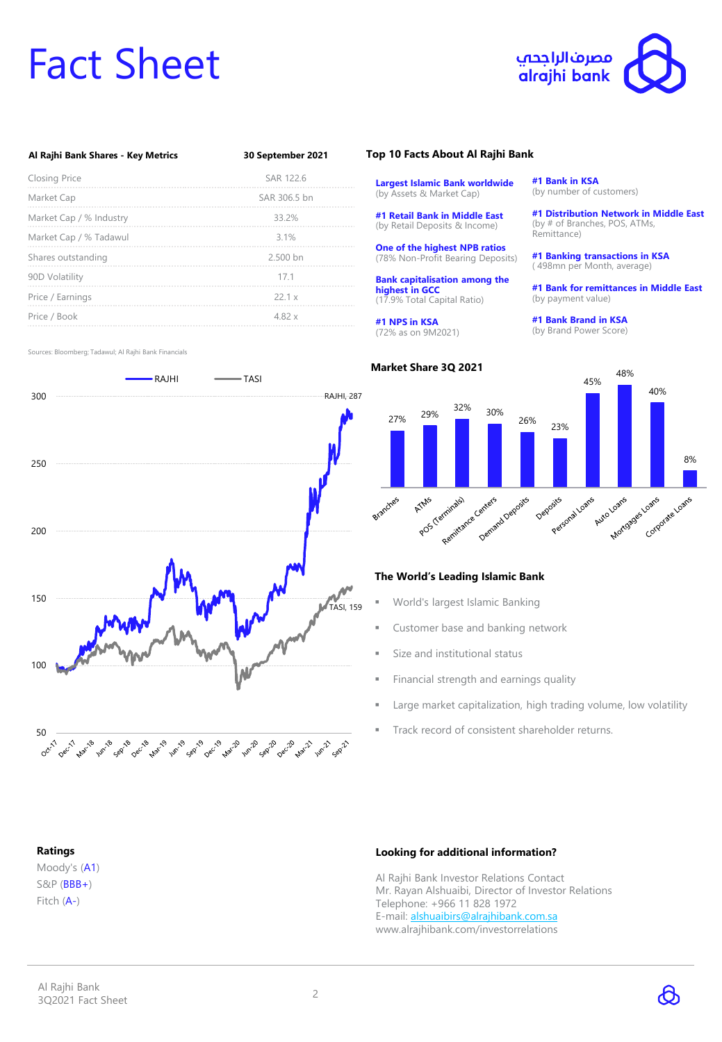# Fact Sheet

مصرف الراجحي
alrajhi bank

| Al Rajhi Bank Shares - Key Metrics | 30 September 2021 |
|---|---|
| Closing Price | SAR 122.6 |
| Market Cap | SAR 306.5 bn |
| Market Cap / % Industry | 33.2% |
| Market Cap / % Tadawul | 3.1% |
| Shares outstanding | 2.500 bn |
| 90D Volatility | 17.1 |
| Price / Earnings | 22.1 x |
| Price / Book | 4.82 x |

Sources: Bloomberg; Tadawul; Al Rajhi Bank Financials

RAJHI
TASI
300
250
200
150
100
50
RAJHI, 287
TASI, 159
Oct-17 Dec-17 Mar-18 Jun-18 Sep-18 Dec-18 Mar-19 Jun-19 Sep-19 Dec-19 Mar-20 Jun-20 Sep-20 Dec-20 Mar-21 Jun-21 Sep-21

## Top 10 Facts About Al Rajhi Bank

**Largest Islamic Bank worldwide**
(by Assets & Market Cap)

**#1 Retail Bank in Middle East**
(by Retail Deposits & Income)

**One of the highest NPB ratios**
(78% Non-Profit Bearing Deposits)

**Bank capitalisation among the highest in GCC**
(17.9% Total Capital Ratio)

**#1 NPS in KSA**
(72% as on 9M2021)

**#1 Bank in KSA**
(by number of customers)

**#1 Distribution Network in Middle East**
(by # of Branches, POS, ATMs, Remittance)

**#1 Banking transactions in KSA**
( 498mn per Month, average)

**#1 Bank for remittances in Middle East**
(by payment value)

**#1 Bank Brand in KSA**
(by Brand Power Score)

## Market Share 3Q 2021

27% 29% 32% 30% 26% 23% 45% 48% 40% 8%
Branches ATMs POS (Terminals) Remittance Centers Demand Deposits Deposits Personal Loans Auto Loans Mortgages Loans Corporate Loans

## The World's Leading Islamic Bank

- World's largest Islamic Banking
- Customer base and banking network
- Size and institutional status
- Financial strength and earnings quality
- Large market capitalization, high trading volume, low volatility
- Track record of consistent shareholder returns.

## Ratings

Moody's (A1)
S&P (BBB+)
Fitch (A-)

## Looking for additional information?

Al Rajhi Bank Investor Relations Contact
Mr. Rayan Alshuaibi, Director of Investor Relations
Telephone: +966 11 828 1972
E-mail: alshuaibirs@alrajhibank.com.sa
www.alrajhibank.com/investorrelations